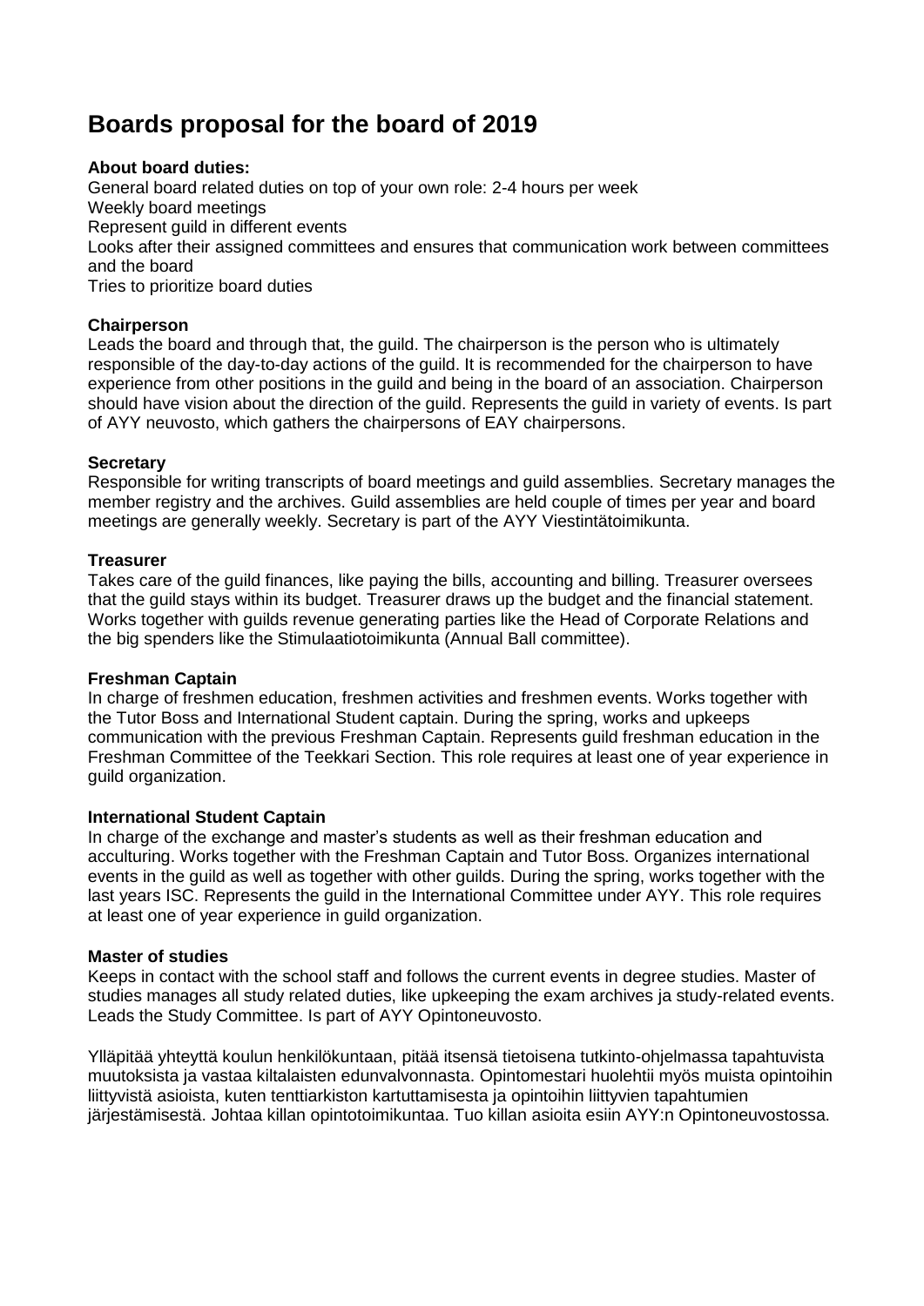# Boards proposal for the board of 2019

**About board duties:**

General board related duties on top of your own role: 2-4 hours per week
Weekly board meetings
Represent guild in different events
Looks after their assigned committees and ensures that communication work between committees and the board
Tries to prioritize board duties

**Chairperson**

Leads the board and through that, the guild. The chairperson is the person who is ultimately responsible of the day-to-day actions of the guild. It is recommended for the chairperson to have experience from other positions in the guild and being in the board of an association. Chairperson should have vision about the direction of the guild. Represents the guild in variety of events. Is part of AYY neuvosto, which gathers the chairpersons of EAY chairpersons.

**Secretary**

Responsible for writing transcripts of board meetings and guild assemblies. Secretary manages the member registry and the archives. Guild assemblies are held couple of times per year and board meetings are generally weekly. Secretary is part of the AYY Viestintätoimikunta.

**Treasurer**

Takes care of the guild finances, like paying the bills, accounting and billing. Treasurer oversees that the guild stays within its budget. Treasurer draws up the budget and the financial statement. Works together with guilds revenue generating parties like the Head of Corporate Relations and the big spenders like the Stimulaatiotoimikunta (Annual Ball committee).

**Freshman Captain**

In charge of freshmen education, freshmen activities and freshmen events. Works together with the Tutor Boss and International Student captain. During the spring, works and upkeeps communication with the previous Freshman Captain. Represents guild freshman education in the Freshman Committee of the Teekkari Section. This role requires at least one of year experience in guild organization.

**International Student Captain**

In charge of the exchange and master's students as well as their freshman education and acculturing. Works together with the Freshman Captain and Tutor Boss. Organizes international events in the guild as well as together with other guilds. During the spring, works together with the last years ISC. Represents the guild in the International Committee under AYY. This role requires at least one of year experience in guild organization.

**Master of studies**

Keeps in contact with the school staff and follows the current events in degree studies. Master of studies manages all study related duties, like upkeeping the exam archives ja study-related events. Leads the Study Committee. Is part of AYY Opintoneuvosto.

Ylläpitää yhteyttä koulun henkilökuntaan, pitää itsensä tietoisena tutkinto-ohjelmassa tapahtuvista muutoksista ja vastaa kiltalaisten edunvalvonnasta. Opintomestari huolehtii myös muista opintoihin liittyvistä asioista, kuten tenttiarkiston kartuttamisesta ja opintoihin liittyvien tapahtumien järjestämisestä. Johtaa killan opintotoimikuntaa. Tuo killan asioita esiin AYY:n Opintoneuvostossa.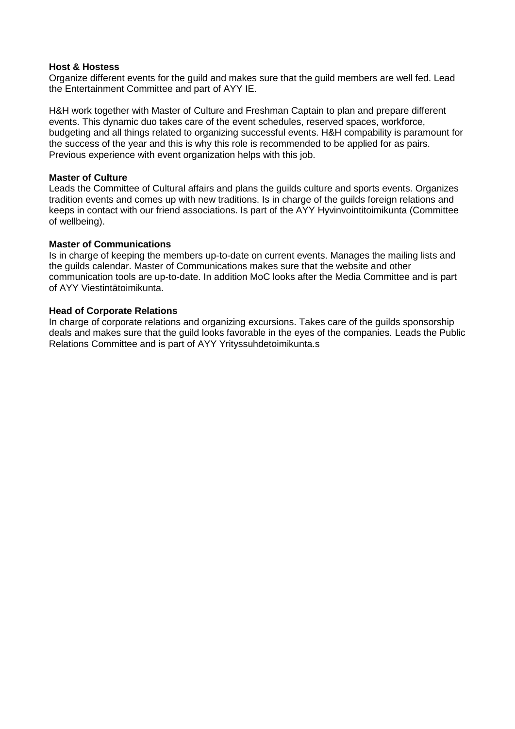**Host & Hostess**
Organize different events for the guild and makes sure that the guild members are well fed. Lead the Entertainment Committee and part of AYY IE.

H&H work together with Master of Culture and Freshman Captain to plan and prepare different events. This dynamic duo takes care of the event schedules, reserved spaces, workforce, budgeting and all things related to organizing successful events. H&H compability is paramount for the success of the year and this is why this role is recommended to be applied for as pairs. Previous experience with event organization helps with this job.

**Master of Culture**
Leads the Committee of Cultural affairs and plans the guilds culture and sports events. Organizes tradition events and comes up with new traditions. Is in charge of the guilds foreign relations and keeps in contact with our friend associations. Is part of the AYY Hyvinvointitoimikunta (Committee of wellbeing).

**Master of Communications**
Is in charge of keeping the members up-to-date on current events. Manages the mailing lists and the guilds calendar. Master of Communications makes sure that the website and other communication tools are up-to-date. In addition MoC looks after the Media Committee and is part of AYY Viestintätoimikunta.

**Head of Corporate Relations**
In charge of corporate relations and organizing excursions. Takes care of the guilds sponsorship deals and makes sure that the guild looks favorable in the eyes of the companies. Leads the Public Relations Committee and is part of AYY Yrityssuhdetoimikunta.s